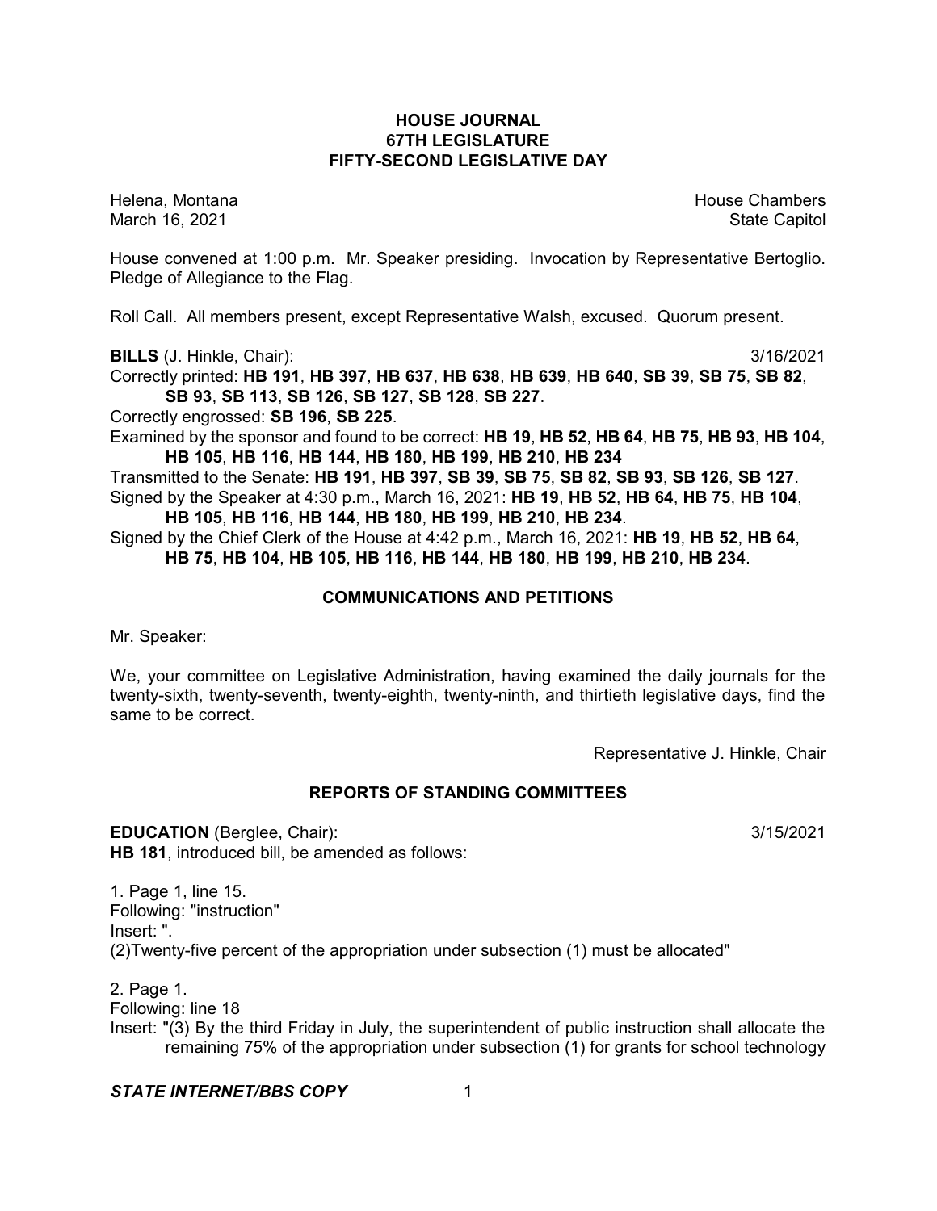# HOUSE JOURNAL
## 67TH LEGISLATURE
## FIFTY-SECOND LEGISLATIVE DAY

Helena, Montana House Chambers
March 16, 2021 State Capitol

House convened at 1:00 p.m. Mr. Speaker presiding. Invocation by Representative Bertoglio. Pledge of Allegiance to the Flag.

Roll Call. All members present, except Representative Walsh, excused. Quorum present.

**BILLS** (J. Hinkle, Chair): 3/16/2021

Correctly printed: **HB 191**, **HB 397**, **HB 637**, **HB 638**, **HB 639**, **HB 640**, **SB 39**, **SB 75**, **SB 82**, **SB 93**, **SB 113**, **SB 126**, **SB 127**, **SB 128**, **SB 227**.

Correctly engrossed: **SB 196**, **SB 225**.

Examined by the sponsor and found to be correct: **HB 19**, **HB 52**, **HB 64**, **HB 75**, **HB 93**, **HB 104**, **HB 105**, **HB 116**, **HB 144**, **HB 180**, **HB 199**, **HB 210**, **HB 234**

Transmitted to the Senate: **HB 191**, **HB 397**, **SB 39**, **SB 75**, **SB 82**, **SB 93**, **SB 126**, **SB 127**.

Signed by the Speaker at 4:30 p.m., March 16, 2021: **HB 19**, **HB 52**, **HB 64**, **HB 75**, **HB 104**, **HB 105**, **HB 116**, **HB 144**, **HB 180**, **HB 199**, **HB 210**, **HB 234**.

Signed by the Chief Clerk of the House at 4:42 p.m., March 16, 2021: **HB 19**, **HB 52**, **HB 64**, **HB 75**, **HB 104**, **HB 105**, **HB 116**, **HB 144**, **HB 180**, **HB 199**, **HB 210**, **HB 234**.

## COMMUNICATIONS AND PETITIONS

Mr. Speaker:

We, your committee on Legislative Administration, having examined the daily journals for the twenty-sixth, twenty-seventh, twenty-eighth, twenty-ninth, and thirtieth legislative days, find the same to be correct.

Representative J. Hinkle, Chair

## REPORTS OF STANDING COMMITTEES

**EDUCATION** (Berglee, Chair): 3/15/2021

**HB 181**, introduced bill, be amended as follows:

1. Page 1, line 15.
Following: "instruction"
Insert: ".
(2)Twenty-five percent of the appropriation under subsection (1) must be allocated"

2. Page 1.
Following: line 18
Insert: "(3) By the third Friday in July, the superintendent of public instruction shall allocate the remaining 75% of the appropriation under subsection (1) for grants for school technology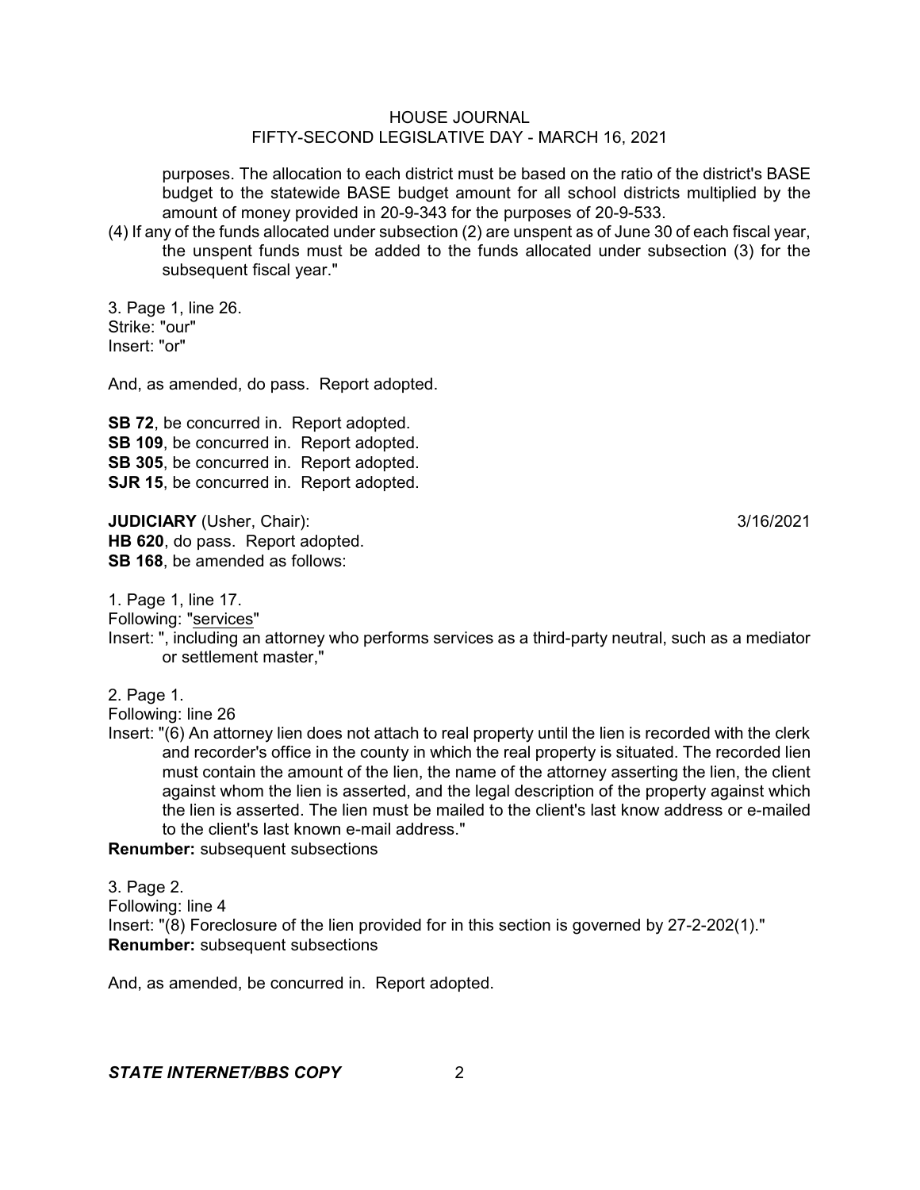purposes. The allocation to each district must be based on the ratio of the district's BASE budget to the statewide BASE budget amount for all school districts multiplied by the amount of money provided in 20-9-343 for the purposes of 20-9-533.

(4) If any of the funds allocated under subsection (2) are unspent as of June 30 of each fiscal year, the unspent funds must be added to the funds allocated under subsection (3) for the subsequent fiscal year."

3. Page 1, line 26.
Strike: "our"
Insert: "or"

And, as amended, do pass. Report adopted.

**SB 72**, be concurred in. Report adopted.
**SB 109**, be concurred in. Report adopted.
**SB 305**, be concurred in. Report adopted.
**SJR 15**, be concurred in. Report adopted.

**JUDICIARY** (Usher, Chair): 3/16/2021
**HB 620**, do pass. Report adopted.
**SB 168**, be amended as follows:

1. Page 1, line 17.
Following: "<u>services</u>"
Insert: ", including an attorney who performs services as a third-party neutral, such as a mediator or settlement master,"

2. Page 1.
Following: line 26
Insert: "(6) An attorney lien does not attach to real property until the lien is recorded with the clerk and recorder's office in the county in which the real property is situated. The recorded lien must contain the amount of the lien, the name of the attorney asserting the lien, the client against whom the lien is asserted, and the legal description of the property against which the lien is asserted. The lien must be mailed to the client's last know address or e-mailed to the client's last known e-mail address."
**Renumber:** subsequent subsections

3. Page 2.
Following: line 4
Insert: "(8) Foreclosure of the lien provided for in this section is governed by 27-2-202(1)."
**Renumber:** subsequent subsections

And, as amended, be concurred in. Report adopted.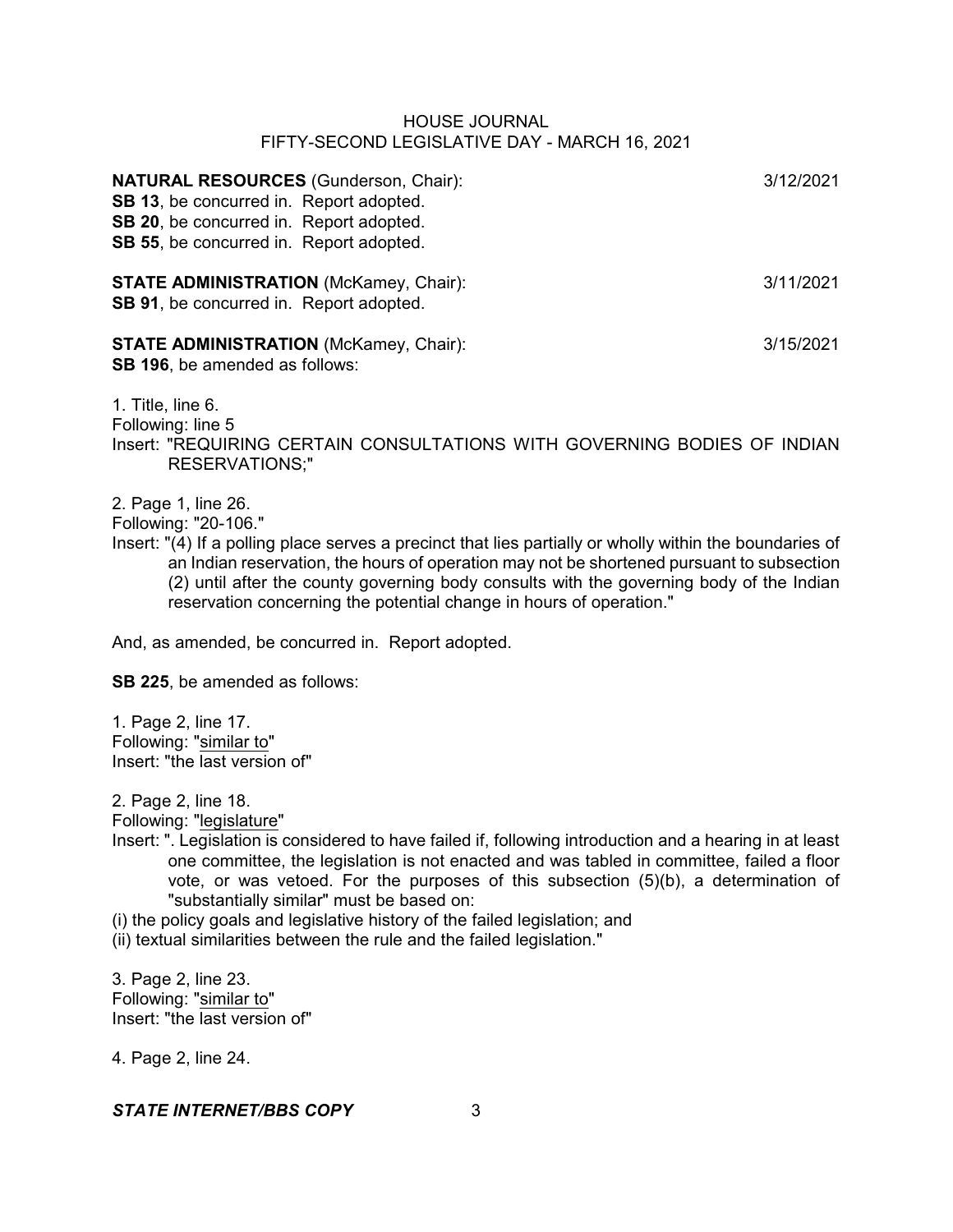**NATURAL RESOURCES** (Gunderson, Chair): 3/12/2021
**SB 13**, be concurred in. Report adopted.
**SB 20**, be concurred in. Report adopted.
**SB 55**, be concurred in. Report adopted.

**STATE ADMINISTRATION** (McKamey, Chair): 3/11/2021
**SB 91**, be concurred in. Report adopted.

**STATE ADMINISTRATION** (McKamey, Chair): 3/15/2021
**SB 196**, be amended as follows:

1. Title, line 6.
Following: line 5
Insert: "REQUIRING CERTAIN CONSULTATIONS WITH GOVERNING BODIES OF INDIAN RESERVATIONS;"

2. Page 1, line 26.
Following: "20-106."
Insert: "(4) If a polling place serves a precinct that lies partially or wholly within the boundaries of an Indian reservation, the hours of operation may not be shortened pursuant to subsection (2) until after the county governing body consults with the governing body of the Indian reservation concerning the potential change in hours of operation."

And, as amended, be concurred in. Report adopted.

**SB 225**, be amended as follows:

1. Page 2, line 17.
Following: "similar to"
Insert: "the last version of"

2. Page 2, line 18.
Following: "legislature"
Insert: ". Legislation is considered to have failed if, following introduction and a hearing in at least one committee, the legislation is not enacted and was tabled in committee, failed a floor vote, or was vetoed. For the purposes of this subsection (5)(b), a determination of "substantially similar" must be based on:
(i) the policy goals and legislative history of the failed legislation; and
(ii) textual similarities between the rule and the failed legislation."

3. Page 2, line 23.
Following: "similar to"
Insert: "the last version of"

4. Page 2, line 24.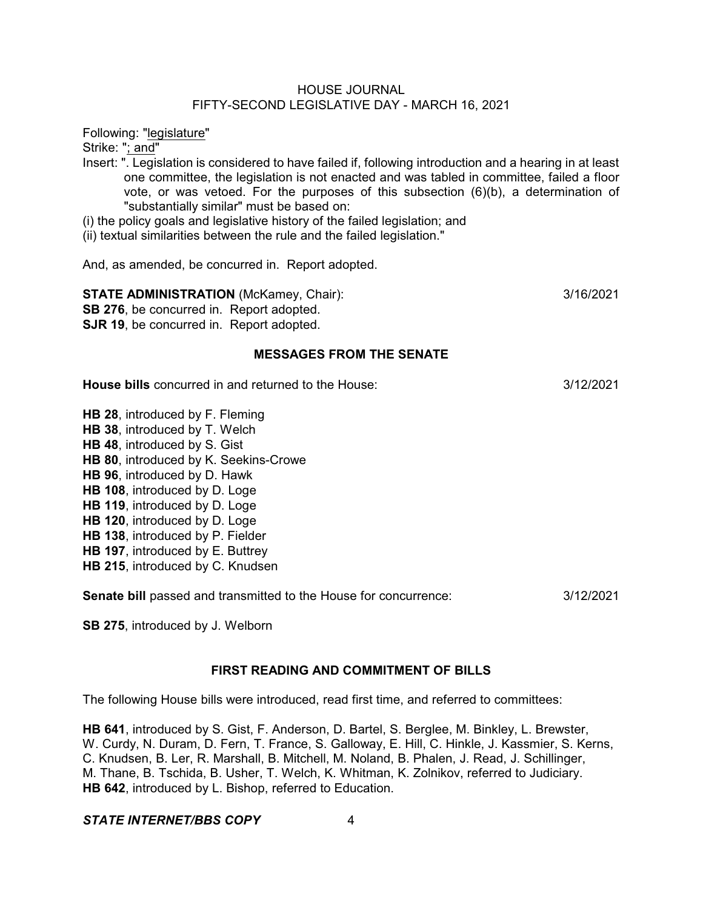Following: "legislature"

Strike: "; and"

Insert: ". Legislation is considered to have failed if, following introduction and a hearing in at least one committee, the legislation is not enacted and was tabled in committee, failed a floor vote, or was vetoed. For the purposes of this subsection (6)(b), a determination of "substantially similar" must be based on:

(i) the policy goals and legislative history of the failed legislation; and

(ii) textual similarities between the rule and the failed legislation."

And, as amended, be concurred in. Report adopted.

**STATE ADMINISTRATION** (McKamey, Chair): 3/16/2021

**SB 276**, be concurred in. Report adopted.

**SJR 19**, be concurred in. Report adopted.

## MESSAGES FROM THE SENATE

**House bills** concurred in and returned to the House: 3/12/2021

**HB 28**, introduced by F. Fleming
**HB 38**, introduced by T. Welch
**HB 48**, introduced by S. Gist
**HB 80**, introduced by K. Seekins-Crowe
**HB 96**, introduced by D. Hawk
**HB 108**, introduced by D. Loge
**HB 119**, introduced by D. Loge
**HB 120**, introduced by D. Loge
**HB 138**, introduced by P. Fielder
**HB 197**, introduced by E. Buttrey
**HB 215**, introduced by C. Knudsen

**Senate bill** passed and transmitted to the House for concurrence: 3/12/2021

**SB 275**, introduced by J. Welborn

## FIRST READING AND COMMITMENT OF BILLS

The following House bills were introduced, read first time, and referred to committees:

**HB 641**, introduced by S. Gist, F. Anderson, D. Bartel, S. Berglee, M. Binkley, L. Brewster, W. Curdy, N. Duram, D. Fern, T. France, S. Galloway, E. Hill, C. Hinkle, J. Kassmier, S. Kerns, C. Knudsen, B. Ler, R. Marshall, B. Mitchell, M. Noland, B. Phalen, J. Read, J. Schillinger, M. Thane, B. Tschida, B. Usher, T. Welch, K. Whitman, K. Zolnikov, referred to Judiciary.
**HB 642**, introduced by L. Bishop, referred to Education.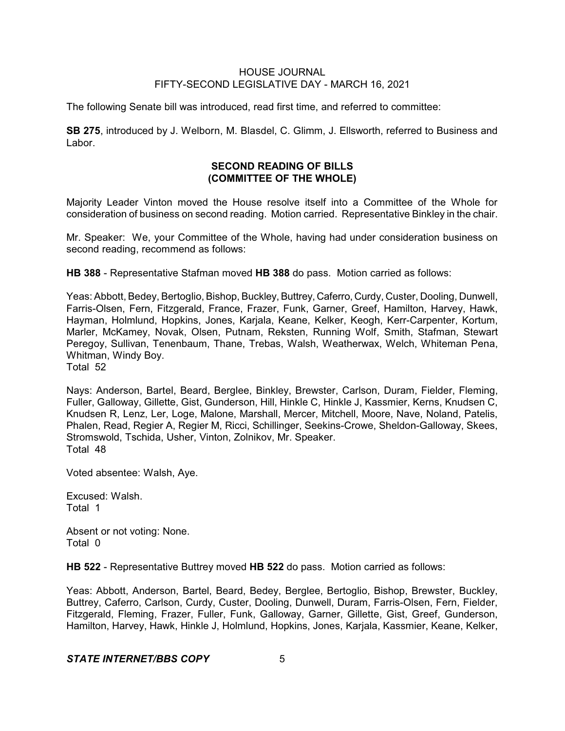The following Senate bill was introduced, read first time, and referred to committee:

**SB 275**, introduced by J. Welborn, M. Blasdel, C. Glimm, J. Ellsworth, referred to Business and Labor.

## SECOND READING OF BILLS
## (COMMITTEE OF THE WHOLE)

Majority Leader Vinton moved the House resolve itself into a Committee of the Whole for consideration of business on second reading. Motion carried. Representative Binkley in the chair.

Mr. Speaker: We, your Committee of the Whole, having had under consideration business on second reading, recommend as follows:

**HB 388** - Representative Stafman moved **HB 388** do pass. Motion carried as follows:

Yeas: Abbott, Bedey, Bertoglio, Bishop, Buckley, Buttrey, Caferro, Curdy, Custer, Dooling, Dunwell, Farris-Olsen, Fern, Fitzgerald, France, Frazer, Funk, Garner, Greef, Hamilton, Harvey, Hawk, Hayman, Holmlund, Hopkins, Jones, Karjala, Keane, Kelker, Keogh, Kerr-Carpenter, Kortum, Marler, McKamey, Novak, Olsen, Putnam, Reksten, Running Wolf, Smith, Stafman, Stewart Peregoy, Sullivan, Tenenbaum, Thane, Trebas, Walsh, Weatherwax, Welch, Whiteman Pena, Whitman, Windy Boy.
Total 52

Nays: Anderson, Bartel, Beard, Berglee, Binkley, Brewster, Carlson, Duram, Fielder, Fleming, Fuller, Galloway, Gillette, Gist, Gunderson, Hill, Hinkle C, Hinkle J, Kassmier, Kerns, Knudsen C, Knudsen R, Lenz, Ler, Loge, Malone, Marshall, Mercer, Mitchell, Moore, Nave, Noland, Patelis, Phalen, Read, Regier A, Regier M, Ricci, Schillinger, Seekins-Crowe, Sheldon-Galloway, Skees, Stromswold, Tschida, Usher, Vinton, Zolnikov, Mr. Speaker.
Total 48

Voted absentee: Walsh, Aye.

Excused: Walsh.
Total 1

Absent or not voting: None.
Total 0

**HB 522** - Representative Buttrey moved **HB 522** do pass. Motion carried as follows:

Yeas: Abbott, Anderson, Bartel, Beard, Bedey, Berglee, Bertoglio, Bishop, Brewster, Buckley, Buttrey, Caferro, Carlson, Curdy, Custer, Dooling, Dunwell, Duram, Farris-Olsen, Fern, Fielder, Fitzgerald, Fleming, Frazer, Fuller, Funk, Galloway, Garner, Gillette, Gist, Greef, Gunderson, Hamilton, Harvey, Hawk, Hinkle J, Holmlund, Hopkins, Jones, Karjala, Kassmier, Keane, Kelker,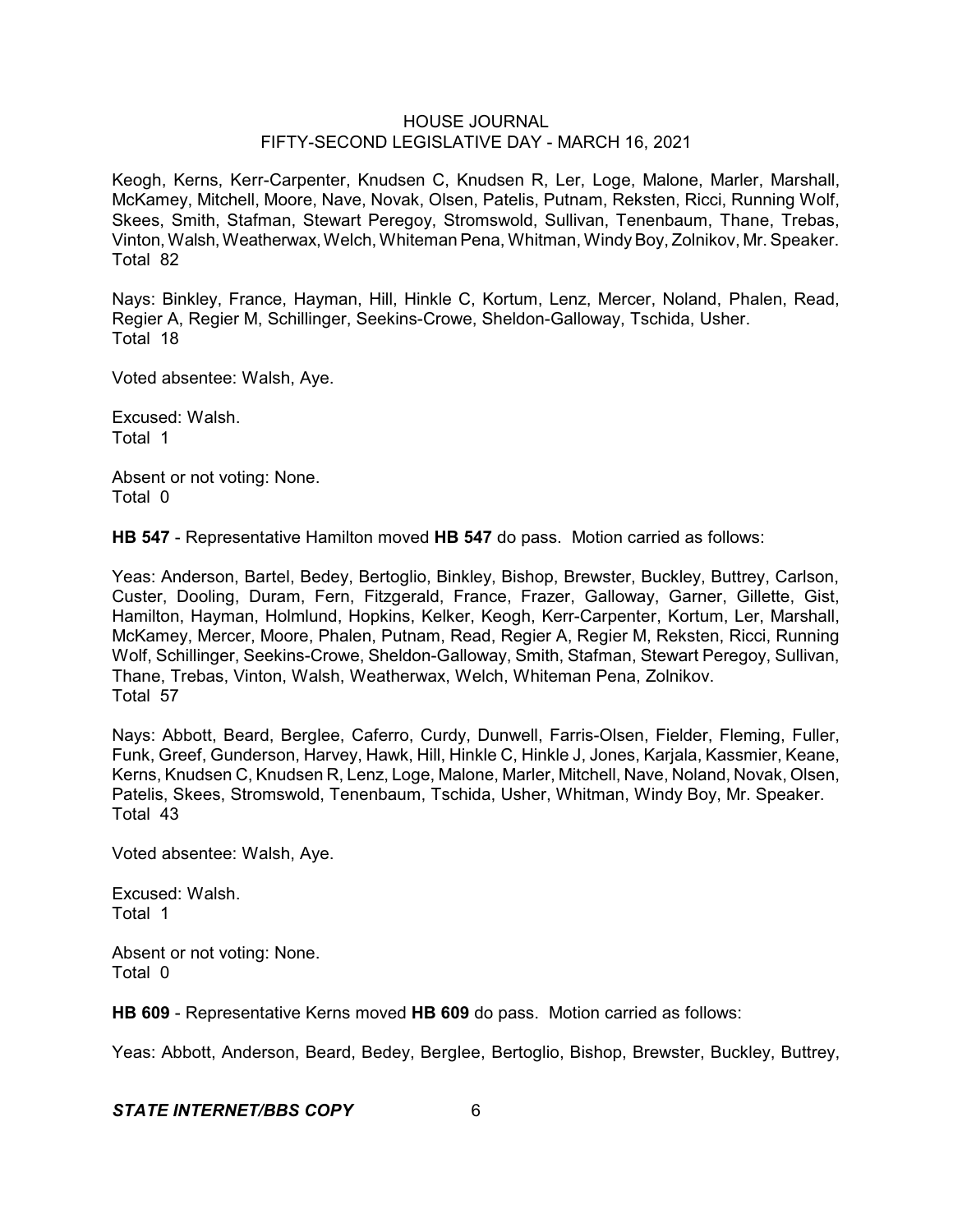Keogh, Kerns, Kerr-Carpenter, Knudsen C, Knudsen R, Ler, Loge, Malone, Marler, Marshall, McKamey, Mitchell, Moore, Nave, Novak, Olsen, Patelis, Putnam, Reksten, Ricci, Running Wolf, Skees, Smith, Stafman, Stewart Peregoy, Stromswold, Sullivan, Tenenbaum, Thane, Trebas, Vinton, Walsh, Weatherwax, Welch, Whiteman Pena, Whitman, Windy Boy, Zolnikov, Mr. Speaker.
Total 82

Nays: Binkley, France, Hayman, Hill, Hinkle C, Kortum, Lenz, Mercer, Noland, Phalen, Read, Regier A, Regier M, Schillinger, Seekins-Crowe, Sheldon-Galloway, Tschida, Usher.
Total 18

Voted absentee: Walsh, Aye.

Excused: Walsh.
Total 1

Absent or not voting: None.
Total 0

**HB 547** - Representative Hamilton moved **HB 547** do pass. Motion carried as follows:

Yeas: Anderson, Bartel, Bedey, Bertoglio, Binkley, Bishop, Brewster, Buckley, Buttrey, Carlson, Custer, Dooling, Duram, Fern, Fitzgerald, France, Frazer, Galloway, Garner, Gillette, Gist, Hamilton, Hayman, Holmlund, Hopkins, Kelker, Keogh, Kerr-Carpenter, Kortum, Ler, Marshall, McKamey, Mercer, Moore, Phalen, Putnam, Read, Regier A, Regier M, Reksten, Ricci, Running Wolf, Schillinger, Seekins-Crowe, Sheldon-Galloway, Smith, Stafman, Stewart Peregoy, Sullivan, Thane, Trebas, Vinton, Walsh, Weatherwax, Welch, Whiteman Pena, Zolnikov.
Total 57

Nays: Abbott, Beard, Berglee, Caferro, Curdy, Dunwell, Farris-Olsen, Fielder, Fleming, Fuller, Funk, Greef, Gunderson, Harvey, Hawk, Hill, Hinkle C, Hinkle J, Jones, Karjala, Kassmier, Keane, Kerns, Knudsen C, Knudsen R, Lenz, Loge, Malone, Marler, Mitchell, Nave, Noland, Novak, Olsen, Patelis, Skees, Stromswold, Tenenbaum, Tschida, Usher, Whitman, Windy Boy, Mr. Speaker.
Total 43

Voted absentee: Walsh, Aye.

Excused: Walsh.
Total 1

Absent or not voting: None.
Total 0

**HB 609** - Representative Kerns moved **HB 609** do pass. Motion carried as follows:

Yeas: Abbott, Anderson, Beard, Bedey, Berglee, Bertoglio, Bishop, Brewster, Buckley, Buttrey,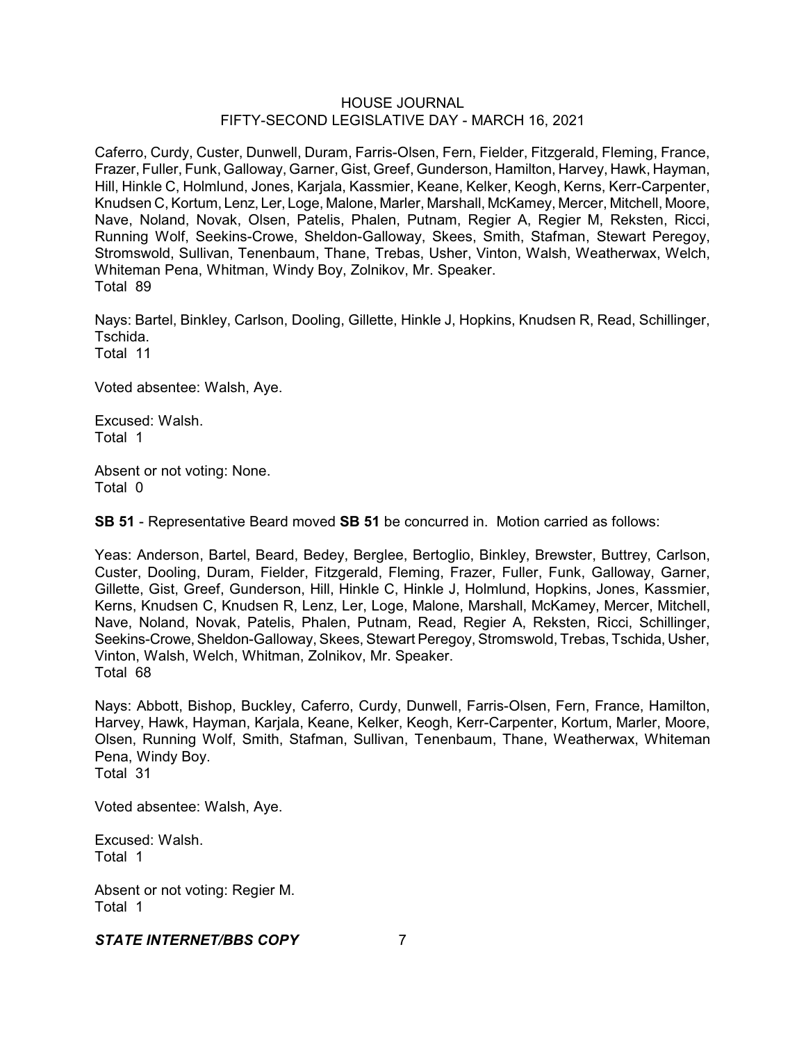Caferro, Curdy, Custer, Dunwell, Duram, Farris-Olsen, Fern, Fielder, Fitzgerald, Fleming, France, Frazer, Fuller, Funk, Galloway, Garner, Gist, Greef, Gunderson, Hamilton, Harvey, Hawk, Hayman, Hill, Hinkle C, Holmlund, Jones, Karjala, Kassmier, Keane, Kelker, Keogh, Kerns, Kerr-Carpenter, Knudsen C, Kortum, Lenz, Ler, Loge, Malone, Marler, Marshall, McKamey, Mercer, Mitchell, Moore, Nave, Noland, Novak, Olsen, Patelis, Phalen, Putnam, Regier A, Regier M, Reksten, Ricci, Running Wolf, Seekins-Crowe, Sheldon-Galloway, Skees, Smith, Stafman, Stewart Peregoy, Stromswold, Sullivan, Tenenbaum, Thane, Trebas, Usher, Vinton, Walsh, Weatherwax, Welch, Whiteman Pena, Whitman, Windy Boy, Zolnikov, Mr. Speaker.
Total 89

Nays: Bartel, Binkley, Carlson, Dooling, Gillette, Hinkle J, Hopkins, Knudsen R, Read, Schillinger, Tschida.
Total 11

Voted absentee: Walsh, Aye.

Excused: Walsh.
Total 1

Absent or not voting: None.
Total 0

**SB 51** - Representative Beard moved **SB 51** be concurred in. Motion carried as follows:

Yeas: Anderson, Bartel, Beard, Bedey, Berglee, Bertoglio, Binkley, Brewster, Buttrey, Carlson, Custer, Dooling, Duram, Fielder, Fitzgerald, Fleming, Frazer, Fuller, Funk, Galloway, Garner, Gillette, Gist, Greef, Gunderson, Hill, Hinkle C, Hinkle J, Holmlund, Hopkins, Jones, Kassmier, Kerns, Knudsen C, Knudsen R, Lenz, Ler, Loge, Malone, Marshall, McKamey, Mercer, Mitchell, Nave, Noland, Novak, Patelis, Phalen, Putnam, Read, Regier A, Reksten, Ricci, Schillinger, Seekins-Crowe, Sheldon-Galloway, Skees, Stewart Peregoy, Stromswold, Trebas, Tschida, Usher, Vinton, Walsh, Welch, Whitman, Zolnikov, Mr. Speaker.
Total 68

Nays: Abbott, Bishop, Buckley, Caferro, Curdy, Dunwell, Farris-Olsen, Fern, France, Hamilton, Harvey, Hawk, Hayman, Karjala, Keane, Kelker, Keogh, Kerr-Carpenter, Kortum, Marler, Moore, Olsen, Running Wolf, Smith, Stafman, Sullivan, Tenenbaum, Thane, Weatherwax, Whiteman Pena, Windy Boy.
Total 31

Voted absentee: Walsh, Aye.

Excused: Walsh.
Total 1

Absent or not voting: Regier M.
Total 1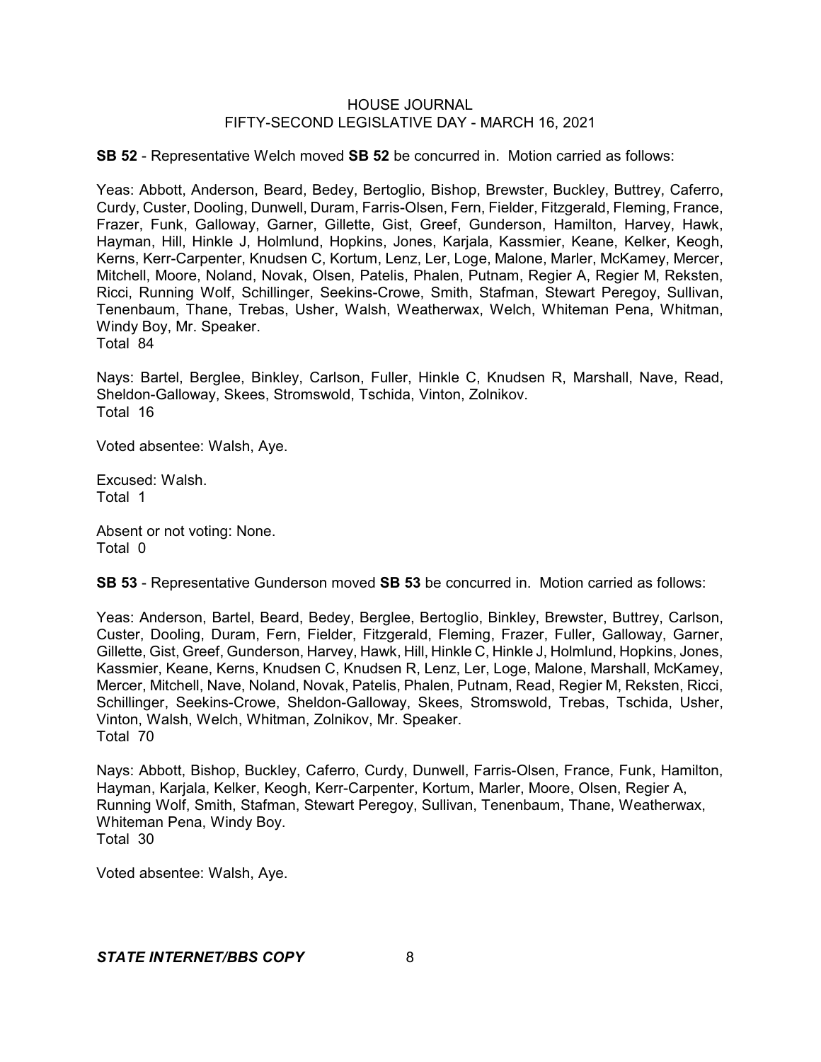**SB 52** - Representative Welch moved **SB 52** be concurred in. Motion carried as follows:

Yeas: Abbott, Anderson, Beard, Bedey, Bertoglio, Bishop, Brewster, Buckley, Buttrey, Caferro, Curdy, Custer, Dooling, Dunwell, Duram, Farris-Olsen, Fern, Fielder, Fitzgerald, Fleming, France, Frazer, Funk, Galloway, Garner, Gillette, Gist, Greef, Gunderson, Hamilton, Harvey, Hawk, Hayman, Hill, Hinkle J, Holmlund, Hopkins, Jones, Karjala, Kassmier, Keane, Kelker, Keogh, Kerns, Kerr-Carpenter, Knudsen C, Kortum, Lenz, Ler, Loge, Malone, Marler, McKamey, Mercer, Mitchell, Moore, Noland, Novak, Olsen, Patelis, Phalen, Putnam, Regier A, Regier M, Reksten, Ricci, Running Wolf, Schillinger, Seekins-Crowe, Smith, Stafman, Stewart Peregoy, Sullivan, Tenenbaum, Thane, Trebas, Usher, Walsh, Weatherwax, Welch, Whiteman Pena, Whitman, Windy Boy, Mr. Speaker.
Total 84

Nays: Bartel, Berglee, Binkley, Carlson, Fuller, Hinkle C, Knudsen R, Marshall, Nave, Read, Sheldon-Galloway, Skees, Stromswold, Tschida, Vinton, Zolnikov.
Total 16

Voted absentee: Walsh, Aye.

Excused: Walsh.
Total 1

Absent or not voting: None.
Total 0

**SB 53** - Representative Gunderson moved **SB 53** be concurred in. Motion carried as follows:

Yeas: Anderson, Bartel, Beard, Bedey, Berglee, Bertoglio, Binkley, Brewster, Buttrey, Carlson, Custer, Dooling, Duram, Fern, Fielder, Fitzgerald, Fleming, Frazer, Fuller, Galloway, Garner, Gillette, Gist, Greef, Gunderson, Harvey, Hawk, Hill, Hinkle C, Hinkle J, Holmlund, Hopkins, Jones, Kassmier, Keane, Kerns, Knudsen C, Knudsen R, Lenz, Ler, Loge, Malone, Marshall, McKamey, Mercer, Mitchell, Nave, Noland, Novak, Patelis, Phalen, Putnam, Read, Regier M, Reksten, Ricci, Schillinger, Seekins-Crowe, Sheldon-Galloway, Skees, Stromswold, Trebas, Tschida, Usher, Vinton, Walsh, Welch, Whitman, Zolnikov, Mr. Speaker.
Total 70

Nays: Abbott, Bishop, Buckley, Caferro, Curdy, Dunwell, Farris-Olsen, France, Funk, Hamilton, Hayman, Karjala, Kelker, Keogh, Kerr-Carpenter, Kortum, Marler, Moore, Olsen, Regier A, Running Wolf, Smith, Stafman, Stewart Peregoy, Sullivan, Tenenbaum, Thane, Weatherwax, Whiteman Pena, Windy Boy.
Total 30

Voted absentee: Walsh, Aye.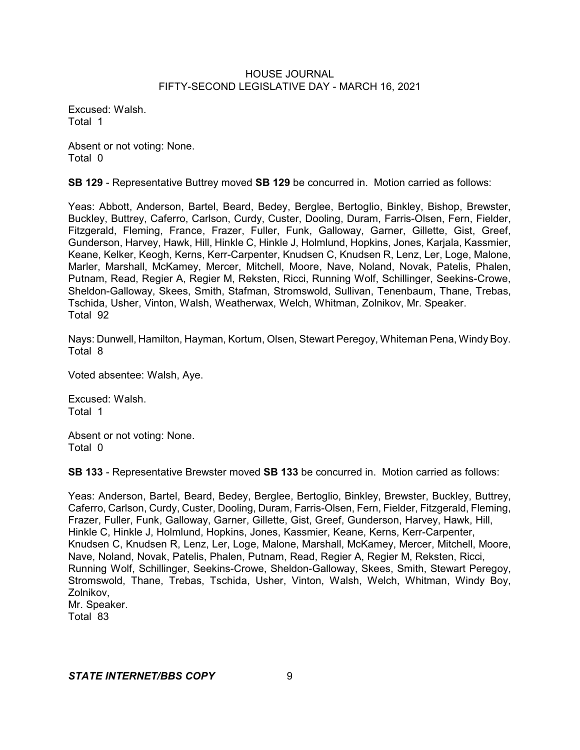Excused: Walsh.
Total 1

Absent or not voting: None.
Total 0

**SB 129** - Representative Buttrey moved **SB 129** be concurred in. Motion carried as follows:

Yeas: Abbott, Anderson, Bartel, Beard, Bedey, Berglee, Bertoglio, Binkley, Bishop, Brewster, Buckley, Buttrey, Caferro, Carlson, Curdy, Custer, Dooling, Duram, Farris-Olsen, Fern, Fielder, Fitzgerald, Fleming, France, Frazer, Fuller, Funk, Galloway, Garner, Gillette, Gist, Greef, Gunderson, Harvey, Hawk, Hill, Hinkle C, Hinkle J, Holmlund, Hopkins, Jones, Karjala, Kassmier, Keane, Kelker, Keogh, Kerns, Kerr-Carpenter, Knudsen C, Knudsen R, Lenz, Ler, Loge, Malone, Marler, Marshall, McKamey, Mercer, Mitchell, Moore, Nave, Noland, Novak, Patelis, Phalen, Putnam, Read, Regier A, Regier M, Reksten, Ricci, Running Wolf, Schillinger, Seekins-Crowe, Sheldon-Galloway, Skees, Smith, Stafman, Stromswold, Sullivan, Tenenbaum, Thane, Trebas, Tschida, Usher, Vinton, Walsh, Weatherwax, Welch, Whitman, Zolnikov, Mr. Speaker.
Total 92

Nays: Dunwell, Hamilton, Hayman, Kortum, Olsen, Stewart Peregoy, Whiteman Pena, Windy Boy.
Total 8

Voted absentee: Walsh, Aye.

Excused: Walsh.
Total 1

Absent or not voting: None.
Total 0

**SB 133** - Representative Brewster moved **SB 133** be concurred in. Motion carried as follows:

Yeas: Anderson, Bartel, Beard, Bedey, Berglee, Bertoglio, Binkley, Brewster, Buckley, Buttrey, Caferro, Carlson, Curdy, Custer, Dooling, Duram, Farris-Olsen, Fern, Fielder, Fitzgerald, Fleming, Frazer, Fuller, Funk, Galloway, Garner, Gillette, Gist, Greef, Gunderson, Harvey, Hawk, Hill, Hinkle C, Hinkle J, Holmlund, Hopkins, Jones, Kassmier, Keane, Kerns, Kerr-Carpenter, Knudsen C, Knudsen R, Lenz, Ler, Loge, Malone, Marshall, McKamey, Mercer, Mitchell, Moore, Nave, Noland, Novak, Patelis, Phalen, Putnam, Read, Regier A, Regier M, Reksten, Ricci, Running Wolf, Schillinger, Seekins-Crowe, Sheldon-Galloway, Skees, Smith, Stewart Peregoy, Stromswold, Thane, Trebas, Tschida, Usher, Vinton, Walsh, Welch, Whitman, Windy Boy, Zolnikov,
Mr. Speaker.
Total 83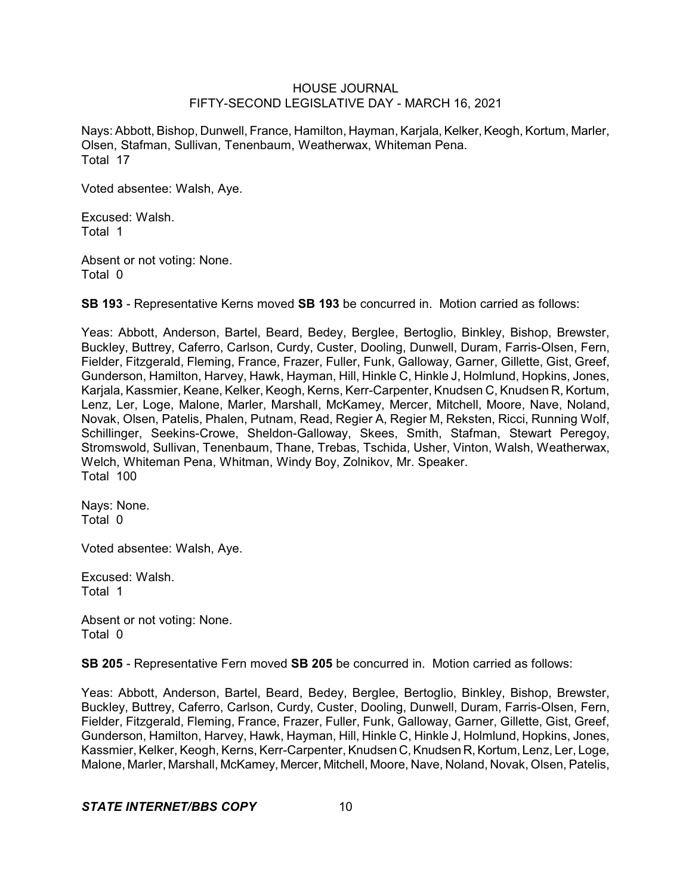Nays: Abbott, Bishop, Dunwell, France, Hamilton, Hayman, Karjala, Kelker, Keogh, Kortum, Marler, Olsen, Stafman, Sullivan, Tenenbaum, Weatherwax, Whiteman Pena.
Total 17

Voted absentee: Walsh, Aye.

Excused: Walsh.
Total 1

Absent or not voting: None.
Total 0

**SB 193** - Representative Kerns moved **SB 193** be concurred in. Motion carried as follows:

Yeas: Abbott, Anderson, Bartel, Beard, Bedey, Berglee, Bertoglio, Binkley, Bishop, Brewster, Buckley, Buttrey, Caferro, Carlson, Curdy, Custer, Dooling, Dunwell, Duram, Farris-Olsen, Fern, Fielder, Fitzgerald, Fleming, France, Frazer, Fuller, Funk, Galloway, Garner, Gillette, Gist, Greef, Gunderson, Hamilton, Harvey, Hawk, Hayman, Hill, Hinkle C, Hinkle J, Holmlund, Hopkins, Jones, Karjala, Kassmier, Keane, Kelker, Keogh, Kerns, Kerr-Carpenter, Knudsen C, Knudsen R, Kortum, Lenz, Ler, Loge, Malone, Marler, Marshall, McKamey, Mercer, Mitchell, Moore, Nave, Noland, Novak, Olsen, Patelis, Phalen, Putnam, Read, Regier A, Regier M, Reksten, Ricci, Running Wolf, Schillinger, Seekins-Crowe, Sheldon-Galloway, Skees, Smith, Stafman, Stewart Peregoy, Stromswold, Sullivan, Tenenbaum, Thane, Trebas, Tschida, Usher, Vinton, Walsh, Weatherwax, Welch, Whiteman Pena, Whitman, Windy Boy, Zolnikov, Mr. Speaker.
Total 100

Nays: None.
Total 0

Voted absentee: Walsh, Aye.

Excused: Walsh.
Total 1

Absent or not voting: None.
Total 0

**SB 205** - Representative Fern moved **SB 205** be concurred in. Motion carried as follows:

Yeas: Abbott, Anderson, Bartel, Beard, Bedey, Berglee, Bertoglio, Binkley, Bishop, Brewster, Buckley, Buttrey, Caferro, Carlson, Curdy, Custer, Dooling, Dunwell, Duram, Farris-Olsen, Fern, Fielder, Fitzgerald, Fleming, France, Frazer, Fuller, Funk, Galloway, Garner, Gillette, Gist, Greef, Gunderson, Hamilton, Harvey, Hawk, Hayman, Hill, Hinkle C, Hinkle J, Holmlund, Hopkins, Jones, Kassmier, Kelker, Keogh, Kerns, Kerr-Carpenter, Knudsen C, Knudsen R, Kortum, Lenz, Ler, Loge, Malone, Marler, Marshall, McKamey, Mercer, Mitchell, Moore, Nave, Noland, Novak, Olsen, Patelis,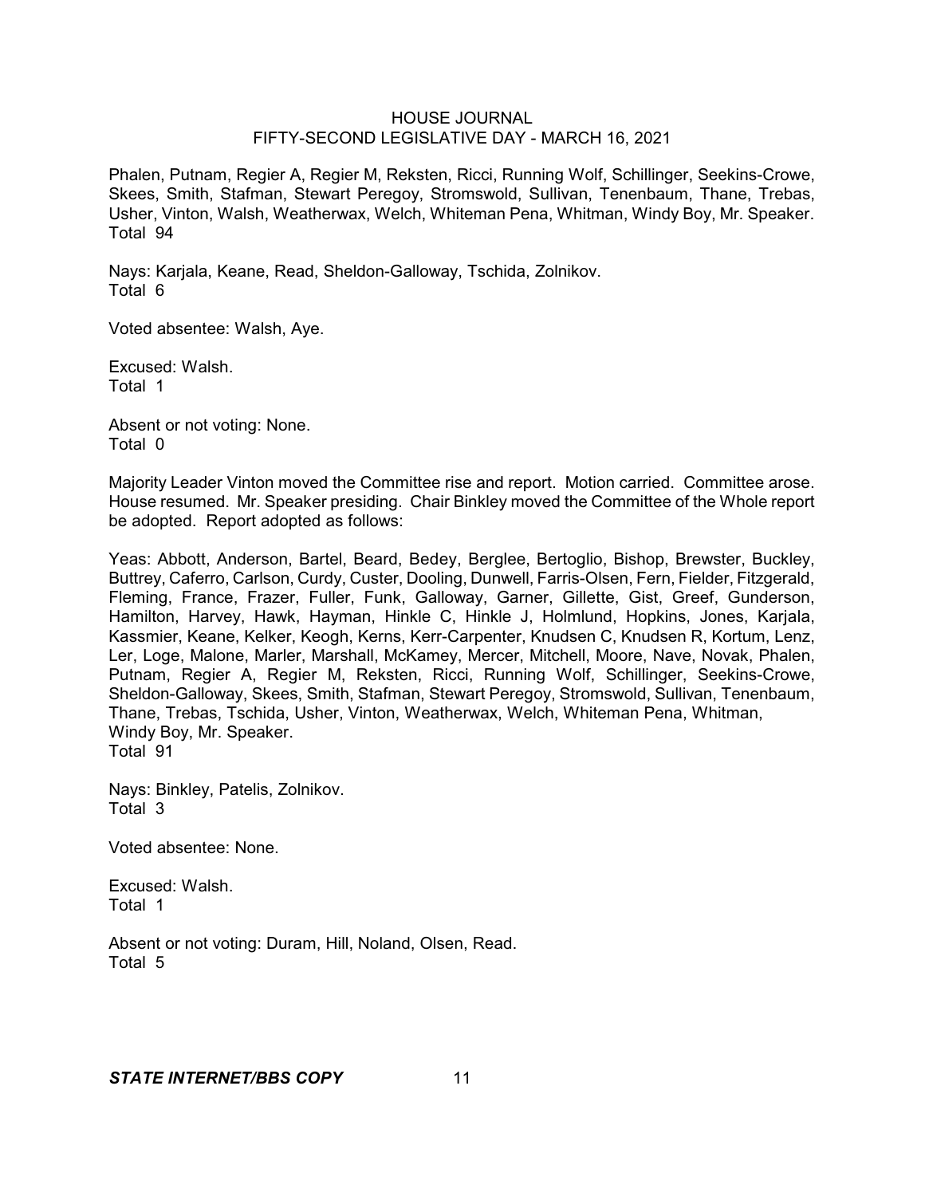Phalen, Putnam, Regier A, Regier M, Reksten, Ricci, Running Wolf, Schillinger, Seekins-Crowe, Skees, Smith, Stafman, Stewart Peregoy, Stromswold, Sullivan, Tenenbaum, Thane, Trebas, Usher, Vinton, Walsh, Weatherwax, Welch, Whiteman Pena, Whitman, Windy Boy, Mr. Speaker.
Total 94

Nays: Karjala, Keane, Read, Sheldon-Galloway, Tschida, Zolnikov.
Total 6

Voted absentee: Walsh, Aye.

Excused: Walsh.
Total 1

Absent or not voting: None.
Total 0

Majority Leader Vinton moved the Committee rise and report. Motion carried. Committee arose. House resumed. Mr. Speaker presiding. Chair Binkley moved the Committee of the Whole report be adopted. Report adopted as follows:

Yeas: Abbott, Anderson, Bartel, Beard, Bedey, Berglee, Bertoglio, Bishop, Brewster, Buckley, Buttrey, Caferro, Carlson, Curdy, Custer, Dooling, Dunwell, Farris-Olsen, Fern, Fielder, Fitzgerald, Fleming, France, Frazer, Fuller, Funk, Galloway, Garner, Gillette, Gist, Greef, Gunderson, Hamilton, Harvey, Hawk, Hayman, Hinkle C, Hinkle J, Holmlund, Hopkins, Jones, Karjala, Kassmier, Keane, Kelker, Keogh, Kerns, Kerr-Carpenter, Knudsen C, Knudsen R, Kortum, Lenz, Ler, Loge, Malone, Marler, Marshall, McKamey, Mercer, Mitchell, Moore, Nave, Novak, Phalen, Putnam, Regier A, Regier M, Reksten, Ricci, Running Wolf, Schillinger, Seekins-Crowe, Sheldon-Galloway, Skees, Smith, Stafman, Stewart Peregoy, Stromswold, Sullivan, Tenenbaum, Thane, Trebas, Tschida, Usher, Vinton, Weatherwax, Welch, Whiteman Pena, Whitman, Windy Boy, Mr. Speaker.
Total 91

Nays: Binkley, Patelis, Zolnikov.
Total 3

Voted absentee: None.

Excused: Walsh.
Total 1

Absent or not voting: Duram, Hill, Noland, Olsen, Read.
Total 5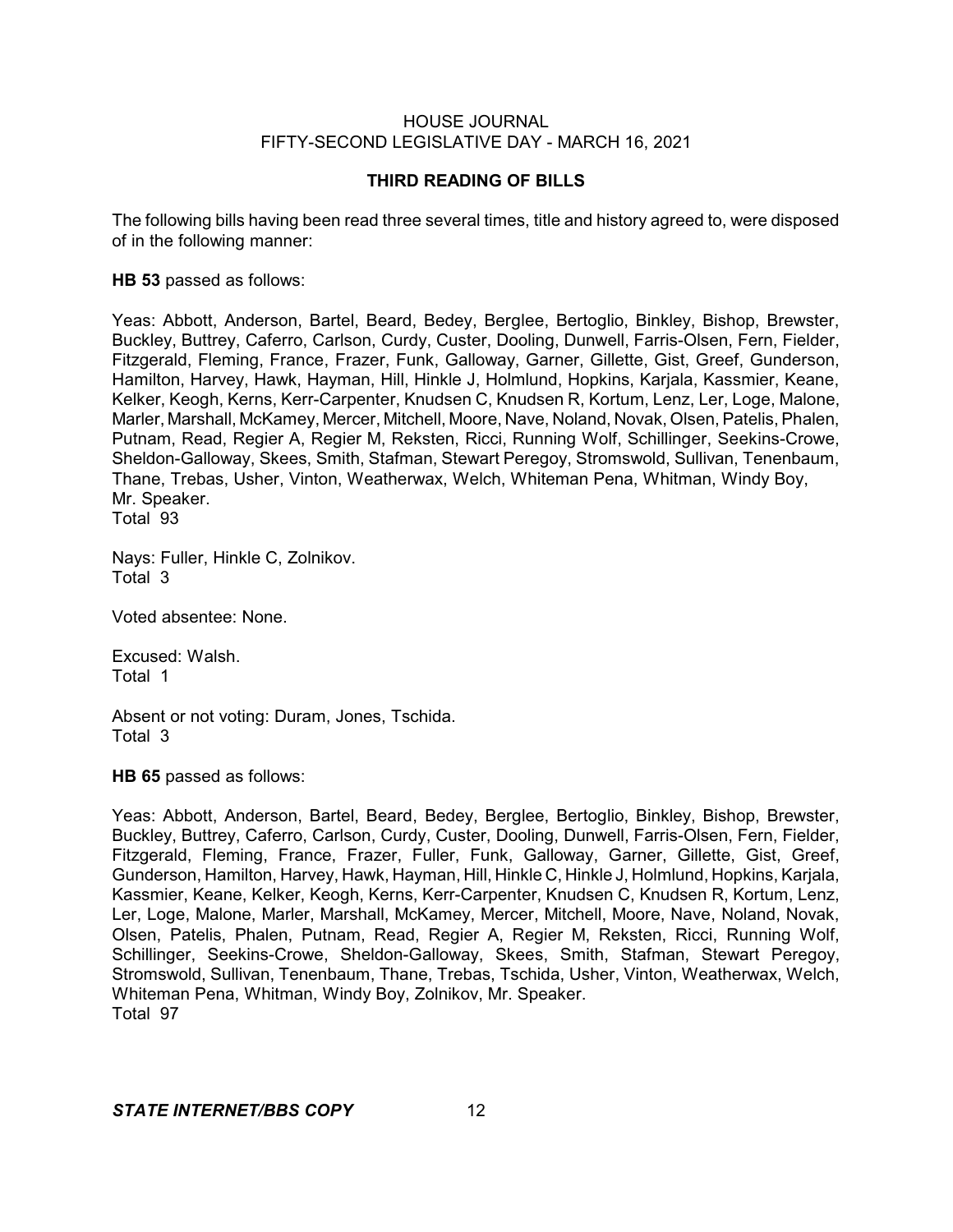## THIRD READING OF BILLS

The following bills having been read three several times, title and history agreed to, were disposed of in the following manner:

**HB 53** passed as follows:

Yeas: Abbott, Anderson, Bartel, Beard, Bedey, Berglee, Bertoglio, Binkley, Bishop, Brewster, Buckley, Buttrey, Caferro, Carlson, Curdy, Custer, Dooling, Dunwell, Farris-Olsen, Fern, Fielder, Fitzgerald, Fleming, France, Frazer, Funk, Galloway, Garner, Gillette, Gist, Greef, Gunderson, Hamilton, Harvey, Hawk, Hayman, Hill, Hinkle J, Holmlund, Hopkins, Karjala, Kassmier, Keane, Kelker, Keogh, Kerns, Kerr-Carpenter, Knudsen C, Knudsen R, Kortum, Lenz, Ler, Loge, Malone, Marler, Marshall, McKamey, Mercer, Mitchell, Moore, Nave, Noland, Novak, Olsen, Patelis, Phalen, Putnam, Read, Regier A, Regier M, Reksten, Ricci, Running Wolf, Schillinger, Seekins-Crowe, Sheldon-Galloway, Skees, Smith, Stafman, Stewart Peregoy, Stromswold, Sullivan, Tenenbaum, Thane, Trebas, Usher, Vinton, Weatherwax, Welch, Whiteman Pena, Whitman, Windy Boy, Mr. Speaker.
Total 93

Nays: Fuller, Hinkle C, Zolnikov.
Total 3

Voted absentee: None.

Excused: Walsh.
Total 1

Absent or not voting: Duram, Jones, Tschida.
Total 3

**HB 65** passed as follows:

Yeas: Abbott, Anderson, Bartel, Beard, Bedey, Berglee, Bertoglio, Binkley, Bishop, Brewster, Buckley, Buttrey, Caferro, Carlson, Curdy, Custer, Dooling, Dunwell, Farris-Olsen, Fern, Fielder, Fitzgerald, Fleming, France, Frazer, Fuller, Funk, Galloway, Garner, Gillette, Gist, Greef, Gunderson, Hamilton, Harvey, Hawk, Hayman, Hill, Hinkle C, Hinkle J, Holmlund, Hopkins, Karjala, Kassmier, Keane, Kelker, Keogh, Kerns, Kerr-Carpenter, Knudsen C, Knudsen R, Kortum, Lenz, Ler, Loge, Malone, Marler, Marshall, McKamey, Mercer, Mitchell, Moore, Nave, Noland, Novak, Olsen, Patelis, Phalen, Putnam, Read, Regier A, Regier M, Reksten, Ricci, Running Wolf, Schillinger, Seekins-Crowe, Sheldon-Galloway, Skees, Smith, Stafman, Stewart Peregoy, Stromswold, Sullivan, Tenenbaum, Thane, Trebas, Tschida, Usher, Vinton, Weatherwax, Welch, Whiteman Pena, Whitman, Windy Boy, Zolnikov, Mr. Speaker.
Total 97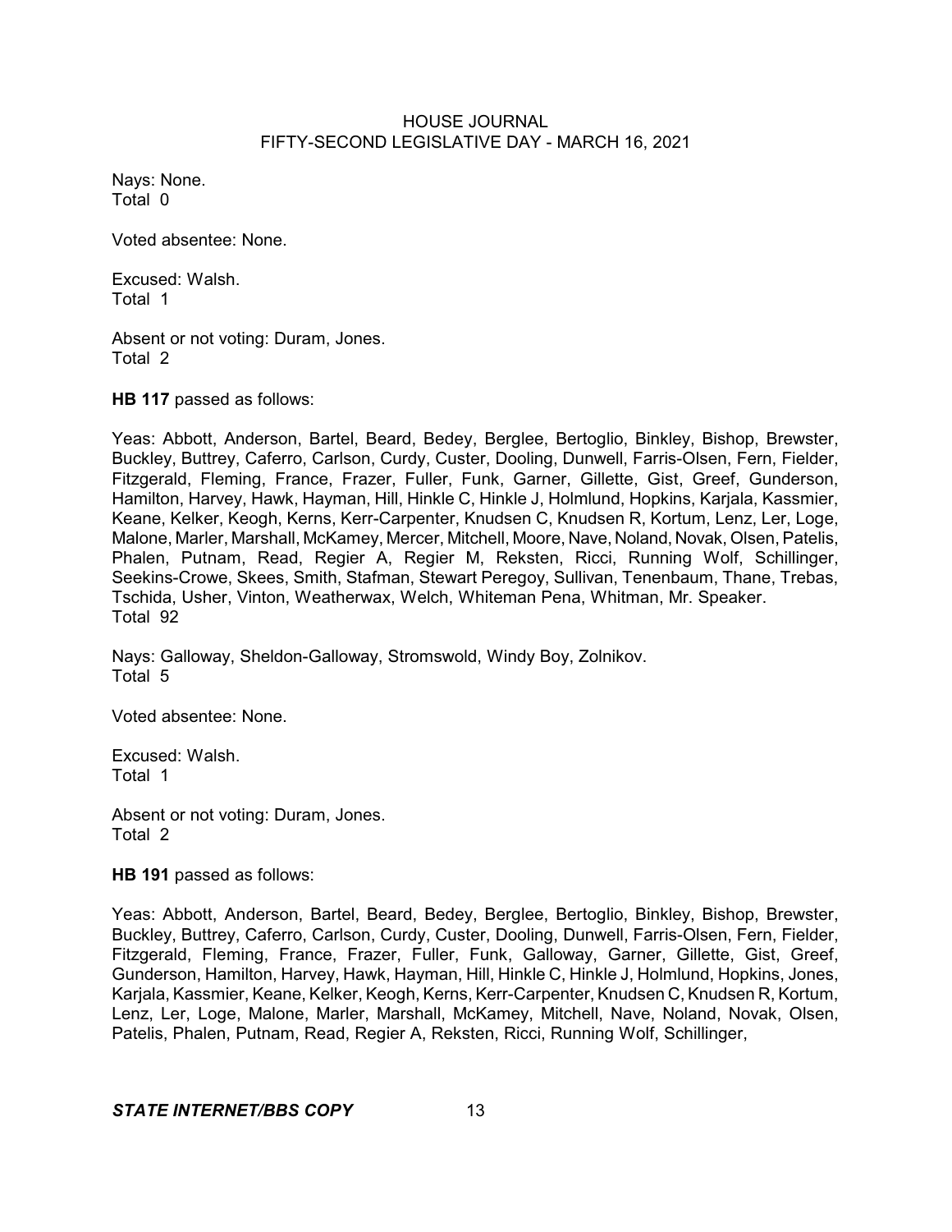Nays: None.
Total 0

Voted absentee: None.

Excused: Walsh.
Total 1

Absent or not voting: Duram, Jones.
Total 2

**HB 117** passed as follows:

Yeas: Abbott, Anderson, Bartel, Beard, Bedey, Berglee, Bertoglio, Binkley, Bishop, Brewster, Buckley, Buttrey, Caferro, Carlson, Curdy, Custer, Dooling, Dunwell, Farris-Olsen, Fern, Fielder, Fitzgerald, Fleming, France, Frazer, Fuller, Funk, Garner, Gillette, Gist, Greef, Gunderson, Hamilton, Harvey, Hawk, Hayman, Hill, Hinkle C, Hinkle J, Holmlund, Hopkins, Karjala, Kassmier, Keane, Kelker, Keogh, Kerns, Kerr-Carpenter, Knudsen C, Knudsen R, Kortum, Lenz, Ler, Loge, Malone, Marler, Marshall, McKamey, Mercer, Mitchell, Moore, Nave, Noland, Novak, Olsen, Patelis, Phalen, Putnam, Read, Regier A, Regier M, Reksten, Ricci, Running Wolf, Schillinger, Seekins-Crowe, Skees, Smith, Stafman, Stewart Peregoy, Sullivan, Tenenbaum, Thane, Trebas, Tschida, Usher, Vinton, Weatherwax, Welch, Whiteman Pena, Whitman, Mr. Speaker.
Total 92

Nays: Galloway, Sheldon-Galloway, Stromswold, Windy Boy, Zolnikov.
Total 5

Voted absentee: None.

Excused: Walsh.
Total 1

Absent or not voting: Duram, Jones.
Total 2

**HB 191** passed as follows:

Yeas: Abbott, Anderson, Bartel, Beard, Bedey, Berglee, Bertoglio, Binkley, Bishop, Brewster, Buckley, Buttrey, Caferro, Carlson, Curdy, Custer, Dooling, Dunwell, Farris-Olsen, Fern, Fielder, Fitzgerald, Fleming, France, Frazer, Fuller, Funk, Galloway, Garner, Gillette, Gist, Greef, Gunderson, Hamilton, Harvey, Hawk, Hayman, Hill, Hinkle C, Hinkle J, Holmlund, Hopkins, Jones, Karjala, Kassmier, Keane, Kelker, Keogh, Kerns, Kerr-Carpenter, Knudsen C, Knudsen R, Kortum, Lenz, Ler, Loge, Malone, Marler, Marshall, McKamey, Mitchell, Nave, Noland, Novak, Olsen, Patelis, Phalen, Putnam, Read, Regier A, Reksten, Ricci, Running Wolf, Schillinger,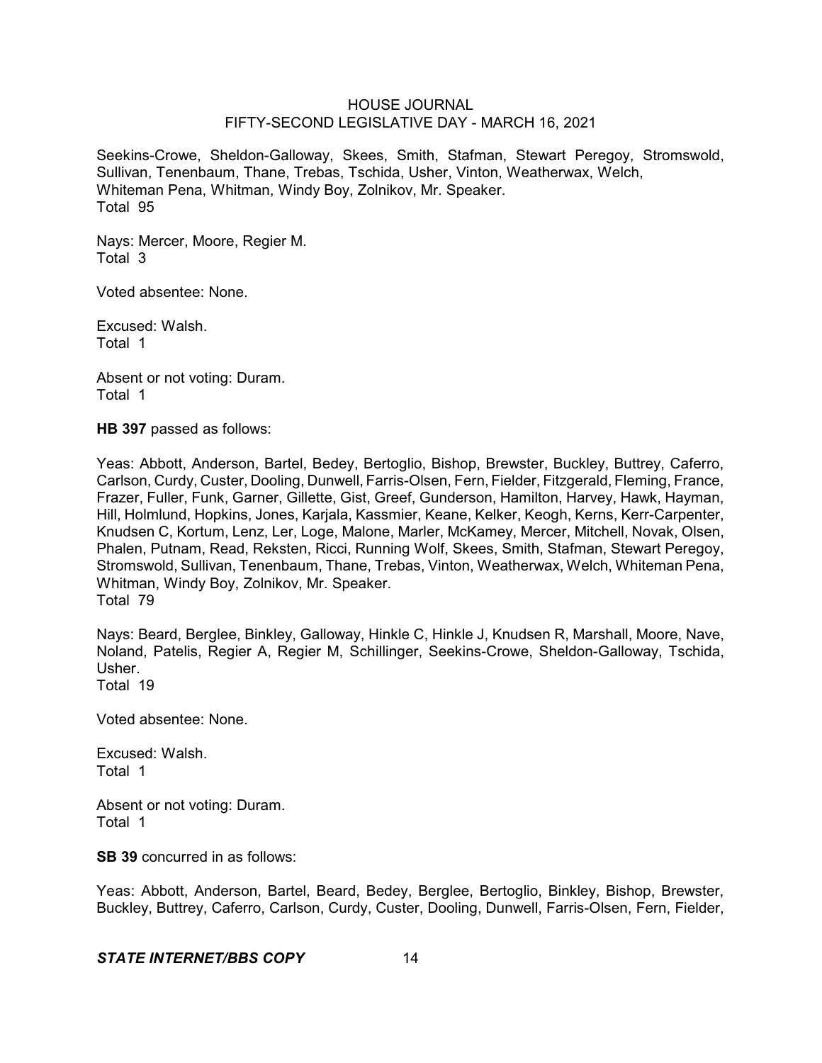Seekins-Crowe, Sheldon-Galloway, Skees, Smith, Stafman, Stewart Peregoy, Stromswold, Sullivan, Tenenbaum, Thane, Trebas, Tschida, Usher, Vinton, Weatherwax, Welch, Whiteman Pena, Whitman, Windy Boy, Zolnikov, Mr. Speaker.
Total 95

Nays: Mercer, Moore, Regier M.
Total 3

Voted absentee: None.

Excused: Walsh.
Total 1

Absent or not voting: Duram.
Total 1

**HB 397** passed as follows:

Yeas: Abbott, Anderson, Bartel, Bedey, Bertoglio, Bishop, Brewster, Buckley, Buttrey, Caferro, Carlson, Curdy, Custer, Dooling, Dunwell, Farris-Olsen, Fern, Fielder, Fitzgerald, Fleming, France, Frazer, Fuller, Funk, Garner, Gillette, Gist, Greef, Gunderson, Hamilton, Harvey, Hawk, Hayman, Hill, Holmlund, Hopkins, Jones, Karjala, Kassmier, Keane, Kelker, Keogh, Kerns, Kerr-Carpenter, Knudsen C, Kortum, Lenz, Ler, Loge, Malone, Marler, McKamey, Mercer, Mitchell, Novak, Olsen, Phalen, Putnam, Read, Reksten, Ricci, Running Wolf, Skees, Smith, Stafman, Stewart Peregoy, Stromswold, Sullivan, Tenenbaum, Thane, Trebas, Vinton, Weatherwax, Welch, Whiteman Pena, Whitman, Windy Boy, Zolnikov, Mr. Speaker.
Total 79

Nays: Beard, Berglee, Binkley, Galloway, Hinkle C, Hinkle J, Knudsen R, Marshall, Moore, Nave, Noland, Patelis, Regier A, Regier M, Schillinger, Seekins-Crowe, Sheldon-Galloway, Tschida, Usher.
Total 19

Voted absentee: None.

Excused: Walsh.
Total 1

Absent or not voting: Duram.
Total 1

**SB 39** concurred in as follows:

Yeas: Abbott, Anderson, Bartel, Beard, Bedey, Berglee, Bertoglio, Binkley, Bishop, Brewster, Buckley, Buttrey, Caferro, Carlson, Curdy, Custer, Dooling, Dunwell, Farris-Olsen, Fern, Fielder,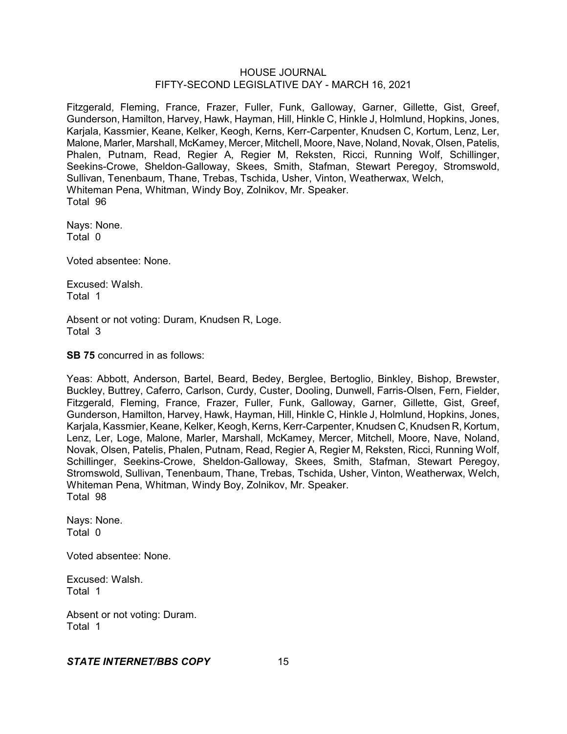Fitzgerald, Fleming, France, Frazer, Fuller, Funk, Galloway, Garner, Gillette, Gist, Greef, Gunderson, Hamilton, Harvey, Hawk, Hayman, Hill, Hinkle C, Hinkle J, Holmlund, Hopkins, Jones, Karjala, Kassmier, Keane, Kelker, Keogh, Kerns, Kerr-Carpenter, Knudsen C, Kortum, Lenz, Ler, Malone, Marler, Marshall, McKamey, Mercer, Mitchell, Moore, Nave, Noland, Novak, Olsen, Patelis, Phalen, Putnam, Read, Regier A, Regier M, Reksten, Ricci, Running Wolf, Schillinger, Seekins-Crowe, Sheldon-Galloway, Skees, Smith, Stafman, Stewart Peregoy, Stromswold, Sullivan, Tenenbaum, Thane, Trebas, Tschida, Usher, Vinton, Weatherwax, Welch, Whiteman Pena, Whitman, Windy Boy, Zolnikov, Mr. Speaker.
Total 96

Nays: None.
Total 0

Voted absentee: None.

Excused: Walsh.
Total 1

Absent or not voting: Duram, Knudsen R, Loge.
Total 3

**SB 75** concurred in as follows:

Yeas: Abbott, Anderson, Bartel, Beard, Bedey, Berglee, Bertoglio, Binkley, Bishop, Brewster, Buckley, Buttrey, Caferro, Carlson, Curdy, Custer, Dooling, Dunwell, Farris-Olsen, Fern, Fielder, Fitzgerald, Fleming, France, Frazer, Fuller, Funk, Galloway, Garner, Gillette, Gist, Greef, Gunderson, Hamilton, Harvey, Hawk, Hayman, Hill, Hinkle C, Hinkle J, Holmlund, Hopkins, Jones, Karjala, Kassmier, Keane, Kelker, Keogh, Kerns, Kerr-Carpenter, Knudsen C, Knudsen R, Kortum, Lenz, Ler, Loge, Malone, Marler, Marshall, McKamey, Mercer, Mitchell, Moore, Nave, Noland, Novak, Olsen, Patelis, Phalen, Putnam, Read, Regier A, Regier M, Reksten, Ricci, Running Wolf, Schillinger, Seekins-Crowe, Sheldon-Galloway, Skees, Smith, Stafman, Stewart Peregoy, Stromswold, Sullivan, Tenenbaum, Thane, Trebas, Tschida, Usher, Vinton, Weatherwax, Welch, Whiteman Pena, Whitman, Windy Boy, Zolnikov, Mr. Speaker.
Total 98

Nays: None.
Total 0

Voted absentee: None.

Excused: Walsh.
Total 1

Absent or not voting: Duram.
Total 1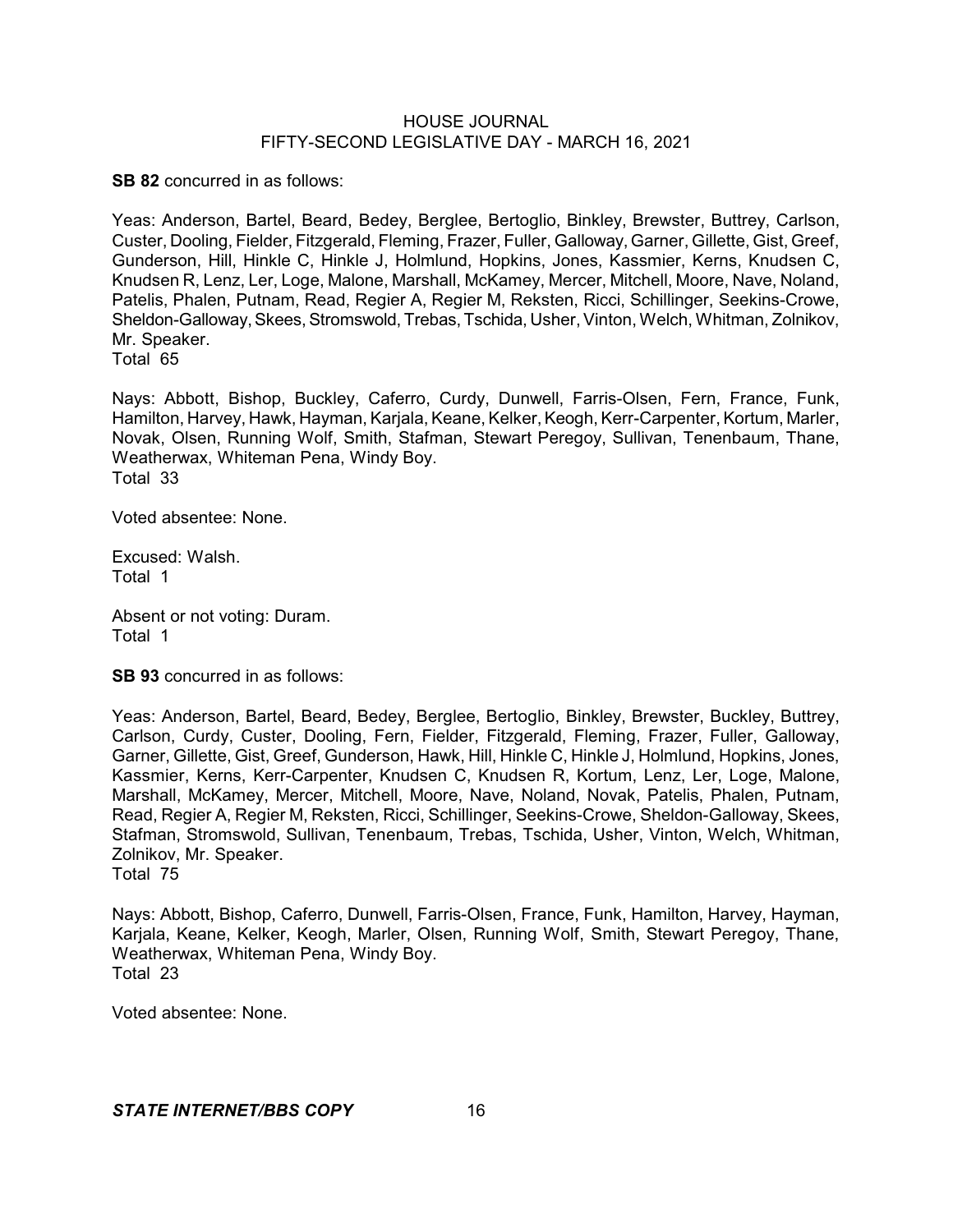**SB 82** concurred in as follows:

Yeas: Anderson, Bartel, Beard, Bedey, Berglee, Bertoglio, Binkley, Brewster, Buttrey, Carlson, Custer, Dooling, Fielder, Fitzgerald, Fleming, Frazer, Fuller, Galloway, Garner, Gillette, Gist, Greef, Gunderson, Hill, Hinkle C, Hinkle J, Holmlund, Hopkins, Jones, Kassmier, Kerns, Knudsen C, Knudsen R, Lenz, Ler, Loge, Malone, Marshall, McKamey, Mercer, Mitchell, Moore, Nave, Noland, Patelis, Phalen, Putnam, Read, Regier A, Regier M, Reksten, Ricci, Schillinger, Seekins-Crowe, Sheldon-Galloway, Skees, Stromswold, Trebas, Tschida, Usher, Vinton, Welch, Whitman, Zolnikov, Mr. Speaker.
Total 65

Nays: Abbott, Bishop, Buckley, Caferro, Curdy, Dunwell, Farris-Olsen, Fern, France, Funk, Hamilton, Harvey, Hawk, Hayman, Karjala, Keane, Kelker, Keogh, Kerr-Carpenter, Kortum, Marler, Novak, Olsen, Running Wolf, Smith, Stafman, Stewart Peregoy, Sullivan, Tenenbaum, Thane, Weatherwax, Whiteman Pena, Windy Boy.
Total 33

Voted absentee: None.

Excused: Walsh.
Total 1

Absent or not voting: Duram.
Total 1

**SB 93** concurred in as follows:

Yeas: Anderson, Bartel, Beard, Bedey, Berglee, Bertoglio, Binkley, Brewster, Buckley, Buttrey, Carlson, Curdy, Custer, Dooling, Fern, Fielder, Fitzgerald, Fleming, Frazer, Fuller, Galloway, Garner, Gillette, Gist, Greef, Gunderson, Hawk, Hill, Hinkle C, Hinkle J, Holmlund, Hopkins, Jones, Kassmier, Kerns, Kerr-Carpenter, Knudsen C, Knudsen R, Kortum, Lenz, Ler, Loge, Malone, Marshall, McKamey, Mercer, Mitchell, Moore, Nave, Noland, Novak, Patelis, Phalen, Putnam, Read, Regier A, Regier M, Reksten, Ricci, Schillinger, Seekins-Crowe, Sheldon-Galloway, Skees, Stafman, Stromswold, Sullivan, Tenenbaum, Trebas, Tschida, Usher, Vinton, Welch, Whitman, Zolnikov, Mr. Speaker.
Total 75

Nays: Abbott, Bishop, Caferro, Dunwell, Farris-Olsen, France, Funk, Hamilton, Harvey, Hayman, Karjala, Keane, Kelker, Keogh, Marler, Olsen, Running Wolf, Smith, Stewart Peregoy, Thane, Weatherwax, Whiteman Pena, Windy Boy.
Total 23

Voted absentee: None.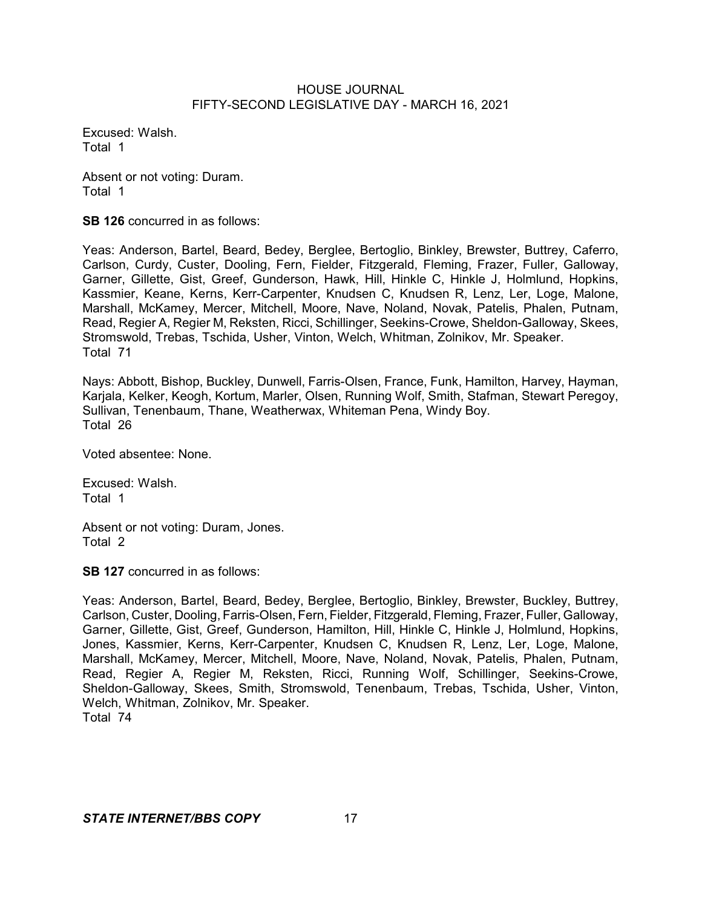Excused: Walsh.
Total 1

Absent or not voting: Duram.
Total 1

**SB 126** concurred in as follows:

Yeas: Anderson, Bartel, Beard, Bedey, Berglee, Bertoglio, Binkley, Brewster, Buttrey, Caferro, Carlson, Curdy, Custer, Dooling, Fern, Fielder, Fitzgerald, Fleming, Frazer, Fuller, Galloway, Garner, Gillette, Gist, Greef, Gunderson, Hawk, Hill, Hinkle C, Hinkle J, Holmlund, Hopkins, Kassmier, Keane, Kerns, Kerr-Carpenter, Knudsen C, Knudsen R, Lenz, Ler, Loge, Malone, Marshall, McKamey, Mercer, Mitchell, Moore, Nave, Noland, Novak, Patelis, Phalen, Putnam, Read, Regier A, Regier M, Reksten, Ricci, Schillinger, Seekins-Crowe, Sheldon-Galloway, Skees, Stromswold, Trebas, Tschida, Usher, Vinton, Welch, Whitman, Zolnikov, Mr. Speaker.
Total 71

Nays: Abbott, Bishop, Buckley, Dunwell, Farris-Olsen, France, Funk, Hamilton, Harvey, Hayman, Karjala, Kelker, Keogh, Kortum, Marler, Olsen, Running Wolf, Smith, Stafman, Stewart Peregoy, Sullivan, Tenenbaum, Thane, Weatherwax, Whiteman Pena, Windy Boy.
Total 26

Voted absentee: None.

Excused: Walsh.
Total 1

Absent or not voting: Duram, Jones.
Total 2

**SB 127** concurred in as follows:

Yeas: Anderson, Bartel, Beard, Bedey, Berglee, Bertoglio, Binkley, Brewster, Buckley, Buttrey, Carlson, Custer, Dooling, Farris-Olsen, Fern, Fielder, Fitzgerald, Fleming, Frazer, Fuller, Galloway, Garner, Gillette, Gist, Greef, Gunderson, Hamilton, Hill, Hinkle C, Hinkle J, Holmlund, Hopkins, Jones, Kassmier, Kerns, Kerr-Carpenter, Knudsen C, Knudsen R, Lenz, Ler, Loge, Malone, Marshall, McKamey, Mercer, Mitchell, Moore, Nave, Noland, Novak, Patelis, Phalen, Putnam, Read, Regier A, Regier M, Reksten, Ricci, Running Wolf, Schillinger, Seekins-Crowe, Sheldon-Galloway, Skees, Smith, Stromswold, Tenenbaum, Trebas, Tschida, Usher, Vinton, Welch, Whitman, Zolnikov, Mr. Speaker.
Total 74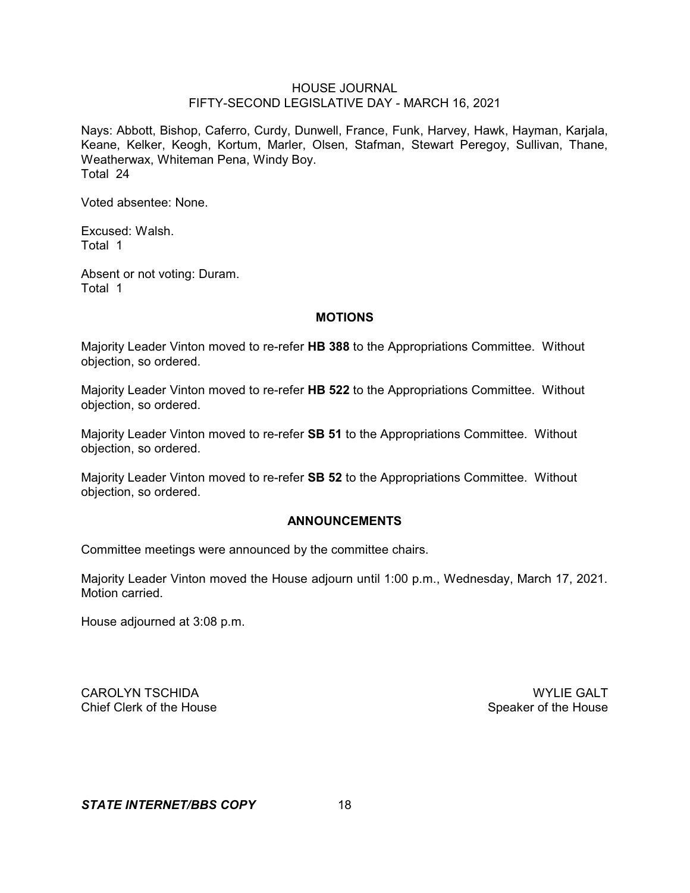Nays: Abbott, Bishop, Caferro, Curdy, Dunwell, France, Funk, Harvey, Hawk, Hayman, Karjala, Keane, Kelker, Keogh, Kortum, Marler, Olsen, Stafman, Stewart Peregoy, Sullivan, Thane, Weatherwax, Whiteman Pena, Windy Boy.
Total 24

Voted absentee: None.

Excused: Walsh.
Total 1

Absent or not voting: Duram.
Total 1

## MOTIONS

Majority Leader Vinton moved to re-refer **HB 388** to the Appropriations Committee. Without objection, so ordered.

Majority Leader Vinton moved to re-refer **HB 522** to the Appropriations Committee. Without objection, so ordered.

Majority Leader Vinton moved to re-refer **SB 51** to the Appropriations Committee. Without objection, so ordered.

Majority Leader Vinton moved to re-refer **SB 52** to the Appropriations Committee. Without objection, so ordered.

## ANNOUNCEMENTS

Committee meetings were announced by the committee chairs.

Majority Leader Vinton moved the House adjourn until 1:00 p.m., Wednesday, March 17, 2021. Motion carried.

House adjourned at 3:08 p.m.

CAROLYN TSCHIDA
Chief Clerk of the House

WYLIE GALT
Speaker of the House